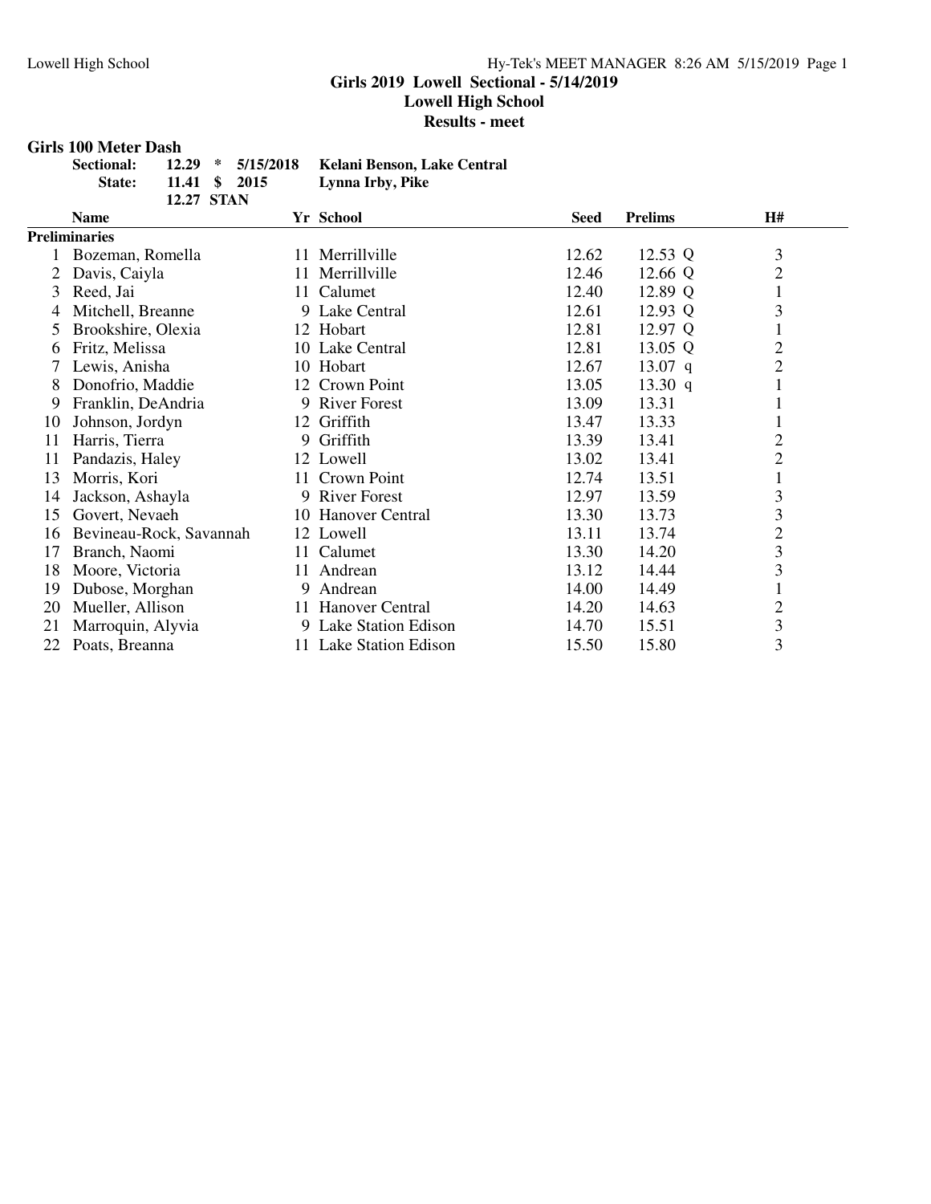**Girls 2019 Lowell Sectional - 5/14/2019**
**Lowell High School**
**Results - meet**

### Girls 100 Meter Dash

| | | | | |
|---|---|---|---|---|
| **Sectional:** | **12.29** | * | **5/15/2018** | **Kelani Benson, Lake Central** |
| **State:** | **11.41** | $ | **2015** | **Lynna Irby, Pike** |
| | **12.27** | **STAN** | | |

| | Name | Yr | School | Seed | Prelims | | H# |
|---|---|---|---|---|---|---|---|
| **Preliminaries** | | | | | | | |
| 1 | Bozeman, Romella | 11 | Merrillville | 12.62 | 12.53 | Q | 3 |
| 2 | Davis, Caiyla | 11 | Merrillville | 12.46 | 12.66 | Q | 2 |
| 3 | Reed, Jai | 11 | Calumet | 12.40 | 12.89 | Q | 1 |
| 4 | Mitchell, Breanne | 9 | Lake Central | 12.61 | 12.93 | Q | 3 |
| 5 | Brookshire, Olexia | 12 | Hobart | 12.81 | 12.97 | Q | 1 |
| 6 | Fritz, Melissa | 10 | Lake Central | 12.81 | 13.05 | Q | 2 |
| 7 | Lewis, Anisha | 10 | Hobart | 12.67 | 13.07 | q | 2 |
| 8 | Donofrio, Maddie | 12 | Crown Point | 13.05 | 13.30 | q | 1 |
| 9 | Franklin, DeAndria | 9 | River Forest | 13.09 | 13.31 | | 1 |
| 10 | Johnson, Jordyn | 12 | Griffith | 13.47 | 13.33 | | 1 |
| 11 | Harris, Tierra | 9 | Griffith | 13.39 | 13.41 | | 2 |
| 11 | Pandazis, Haley | 12 | Lowell | 13.02 | 13.41 | | 2 |
| 13 | Morris, Kori | 11 | Crown Point | 12.74 | 13.51 | | 1 |
| 14 | Jackson, Ashayla | 9 | River Forest | 12.97 | 13.59 | | 3 |
| 15 | Govert, Nevaeh | 10 | Hanover Central | 13.30 | 13.73 | | 3 |
| 16 | Bevineau-Rock, Savannah | 12 | Lowell | 13.11 | 13.74 | | 2 |
| 17 | Branch, Naomi | 11 | Calumet | 13.30 | 14.20 | | 3 |
| 18 | Moore, Victoria | 11 | Andrean | 13.12 | 14.44 | | 3 |
| 19 | Dubose, Morghan | 9 | Andrean | 14.00 | 14.49 | | 1 |
| 20 | Mueller, Allison | 11 | Hanover Central | 14.20 | 14.63 | | 2 |
| 21 | Marroquin, Alyvia | 9 | Lake Station Edison | 14.70 | 15.51 | | 3 |
| 22 | Poats, Breanna | 11 | Lake Station Edison | 15.50 | 15.80 | | 3 |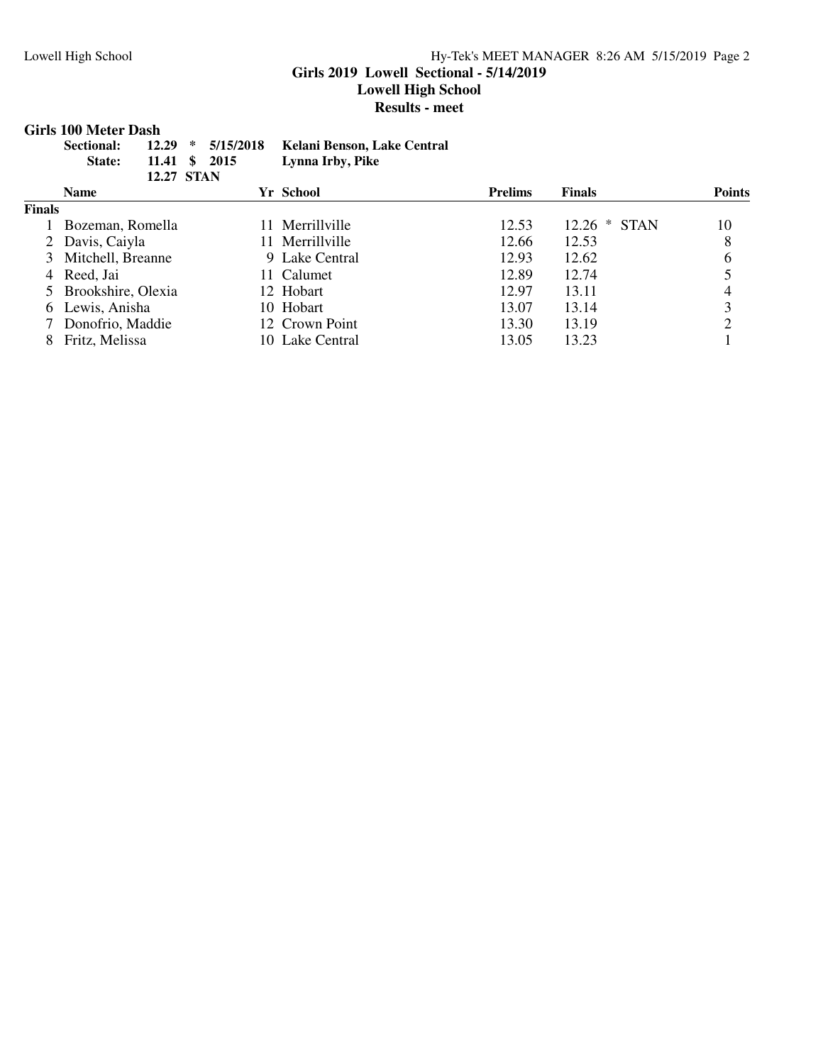# Girls 2019 Lowell Sectional - 5/14/2019

## Lowell High School

### Results - meet

**Girls 100 Meter Dash**

| | | | | |
|---|---|---|---|---|
| **Sectional:** | **12.29** | ***** | **5/15/2018** | **Kelani Benson, Lake Central** |
| **State:** | **11.41** | **$** | **2015** | **Lynna Irby, Pike** |
| | **12.27** | **STAN** | | |

| | Name | Yr | School | Prelims | Finals | Points |
|---|---|---|---|---|---|---|
| **Finals** | | | | | | |
| 1 | Bozeman, Romella | 11 | Merrillville | 12.53 | 12.26 * STAN | 10 |
| 2 | Davis, Caiyla | 11 | Merrillville | 12.66 | 12.53 | 8 |
| 3 | Mitchell, Breanne | 9 | Lake Central | 12.93 | 12.62 | 6 |
| 4 | Reed, Jai | 11 | Calumet | 12.89 | 12.74 | 5 |
| 5 | Brookshire, Olexia | 12 | Hobart | 12.97 | 13.11 | 4 |
| 6 | Lewis, Anisha | 10 | Hobart | 13.07 | 13.14 | 3 |
| 7 | Donofrio, Maddie | 12 | Crown Point | 13.30 | 13.19 | 2 |
| 8 | Fritz, Melissa | 10 | Lake Central | 13.05 | 13.23 | 1 |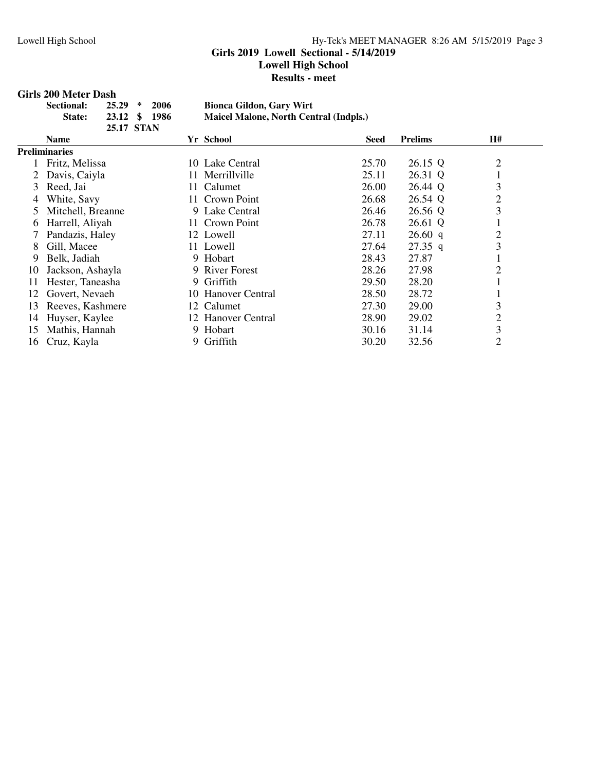## Girls 2019 Lowell Sectional - 5/14/2019

**Lowell High School**

**Results - meet**

### Girls 200 Meter Dash

| | | | | |
|---|---|---|---|---|
| **Sectional:** | 25.29 | * | 2006 | **Bionca Gildon, Gary Wirt** |
| **State:** | 23.12 | $ | 1986 | **Maicel Malone, North Central (Indpls.)** |
| | 25.17 | STAN | | |

| | Name | Yr | School | Seed | Prelims | | H# |
|---|---|---|---|---|---|---|---|
| **Preliminaries** | | | | | | | |
| 1 | Fritz, Melissa | 10 | Lake Central | 25.70 | 26.15 | Q | 2 |
| 2 | Davis, Caiyla | 11 | Merrillville | 25.11 | 26.31 | Q | 1 |
| 3 | Reed, Jai | 11 | Calumet | 26.00 | 26.44 | Q | 3 |
| 4 | White, Savy | 11 | Crown Point | 26.68 | 26.54 | Q | 2 |
| 5 | Mitchell, Breanne | 9 | Lake Central | 26.46 | 26.56 | Q | 3 |
| 6 | Harrell, Aliyah | 11 | Crown Point | 26.78 | 26.61 | Q | 1 |
| 7 | Pandazis, Haley | 12 | Lowell | 27.11 | 26.60 | q | 2 |
| 8 | Gill, Macee | 11 | Lowell | 27.64 | 27.35 | q | 3 |
| 9 | Belk, Jadiah | 9 | Hobart | 28.43 | 27.87 | | 1 |
| 10 | Jackson, Ashayla | 9 | River Forest | 28.26 | 27.98 | | 2 |
| 11 | Hester, Taneasha | 9 | Griffith | 29.50 | 28.20 | | 1 |
| 12 | Govert, Nevaeh | 10 | Hanover Central | 28.50 | 28.72 | | 1 |
| 13 | Reeves, Kashmere | 12 | Calumet | 27.30 | 29.00 | | 3 |
| 14 | Huyser, Kaylee | 12 | Hanover Central | 28.90 | 29.02 | | 2 |
| 15 | Mathis, Hannah | 9 | Hobart | 30.16 | 31.14 | | 3 |
| 16 | Cruz, Kayla | 9 | Griffith | 30.20 | 32.56 | | 2 |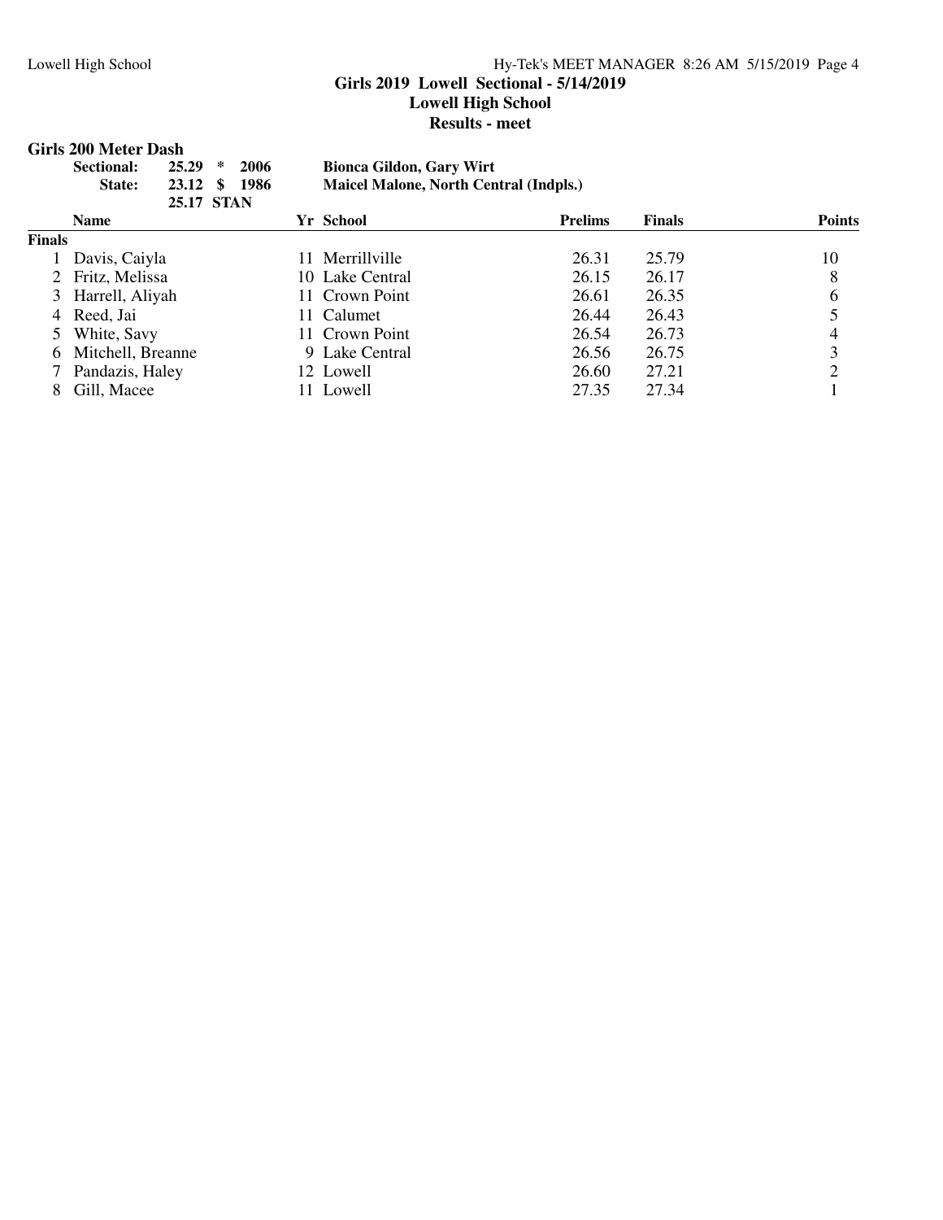**Girls 2019 Lowell Sectional - 5/14/2019**
**Lowell High School**
**Results - meet**

## Girls 200 Meter Dash

| | | | |
|---|---|---|---|
| **Sectional:** | **25.29 \* 2006** | **Bionca Gildon, Gary Wirt** |
| **State:** | **23.12 $ 1986** | **Maicel Malone, North Central (Indpls.)** |
| | **25.17 STAN** | |

| | Name | Yr | School | Prelims | Finals | Points |
|---|---|---|---|---|---|---|
| **Finals** | | | | | | |
| 1 | Davis, Caiyla | 11 | Merrillville | 26.31 | 25.79 | 10 |
| 2 | Fritz, Melissa | 10 | Lake Central | 26.15 | 26.17 | 8 |
| 3 | Harrell, Aliyah | 11 | Crown Point | 26.61 | 26.35 | 6 |
| 4 | Reed, Jai | 11 | Calumet | 26.44 | 26.43 | 5 |
| 5 | White, Savy | 11 | Crown Point | 26.54 | 26.73 | 4 |
| 6 | Mitchell, Breanne | 9 | Lake Central | 26.56 | 26.75 | 3 |
| 7 | Pandazis, Haley | 12 | Lowell | 26.60 | 27.21 | 2 |
| 8 | Gill, Macee | 11 | Lowell | 27.35 | 27.34 | 1 |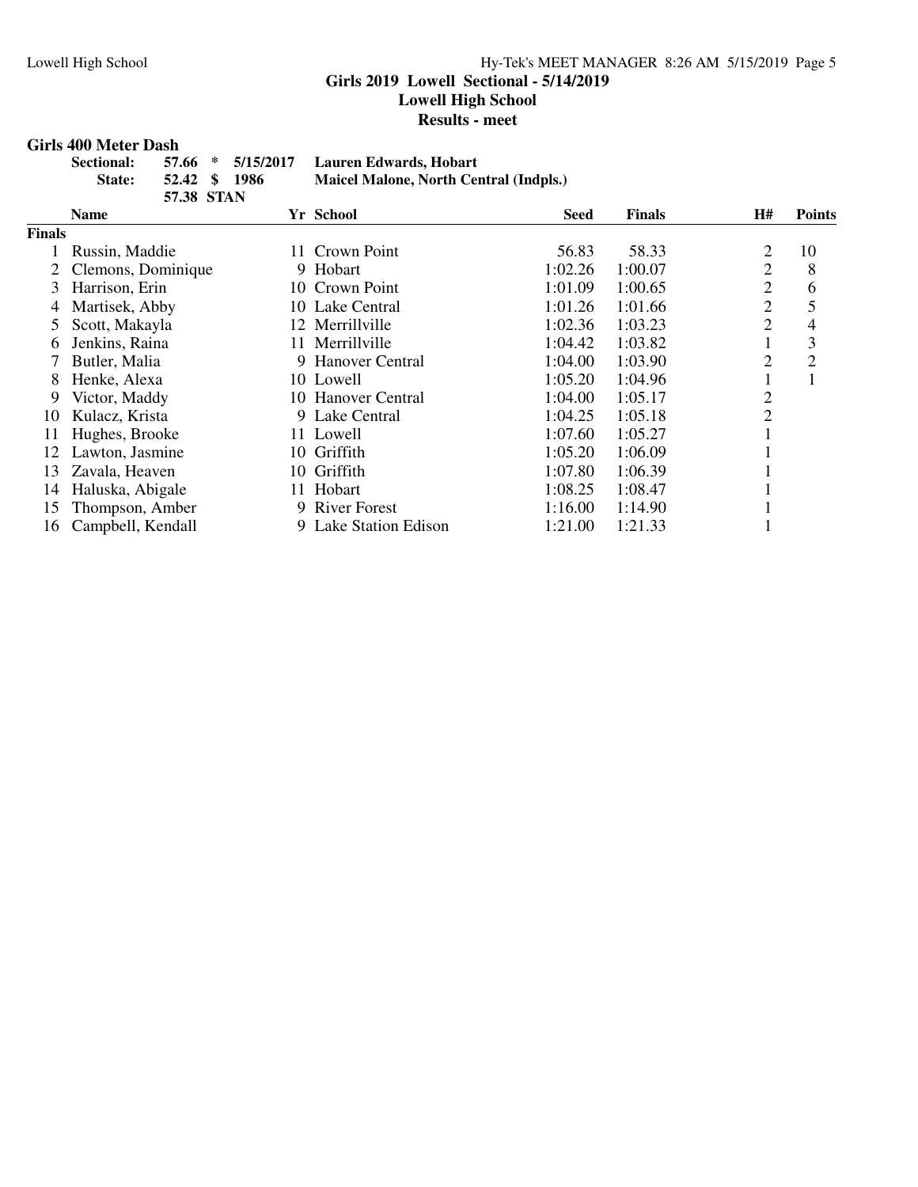## Girls 2019 Lowell Sectional - 5/14/2019

### Lowell High School

### Results - meet

**Girls 400 Meter Dash**

| | | | | |
|---|---|---|---|---|
| **Sectional:** | **57.66** | ***** | **5/15/2017** | **Lauren Edwards, Hobart** |
| **State:** | **52.42** | **$** | **1986** | **Maicel Malone, North Central (Indpls.)** |
| | **57.38** | **STAN** | | |

| | Name | Yr | School | Seed | Finals | H# | Points |
|---|---|---|---|---|---|---|---|
| **Finals** | | | | | | | |
| 1 | Russin, Maddie | 11 | Crown Point | 56.83 | 58.33 | 2 | 10 |
| 2 | Clemons, Dominique | 9 | Hobart | 1:02.26 | 1:00.07 | 2 | 8 |
| 3 | Harrison, Erin | 10 | Crown Point | 1:01.09 | 1:00.65 | 2 | 6 |
| 4 | Martisek, Abby | 10 | Lake Central | 1:01.26 | 1:01.66 | 2 | 5 |
| 5 | Scott, Makayla | 12 | Merrillville | 1:02.36 | 1:03.23 | 2 | 4 |
| 6 | Jenkins, Raina | 11 | Merrillville | 1:04.42 | 1:03.82 | 1 | 3 |
| 7 | Butler, Malia | 9 | Hanover Central | 1:04.00 | 1:03.90 | 2 | 2 |
| 8 | Henke, Alexa | 10 | Lowell | 1:05.20 | 1:04.96 | 1 | 1 |
| 9 | Victor, Maddy | 10 | Hanover Central | 1:04.00 | 1:05.17 | 2 | |
| 10 | Kulacz, Krista | 9 | Lake Central | 1:04.25 | 1:05.18 | 2 | |
| 11 | Hughes, Brooke | 11 | Lowell | 1:07.60 | 1:05.27 | 1 | |
| 12 | Lawton, Jasmine | 10 | Griffith | 1:05.20 | 1:06.09 | 1 | |
| 13 | Zavala, Heaven | 10 | Griffith | 1:07.80 | 1:06.39 | 1 | |
| 14 | Haluska, Abigale | 11 | Hobart | 1:08.25 | 1:08.47 | 1 | |
| 15 | Thompson, Amber | 9 | River Forest | 1:16.00 | 1:14.90 | 1 | |
| 16 | Campbell, Kendall | 9 | Lake Station Edison | 1:21.00 | 1:21.33 | 1 | |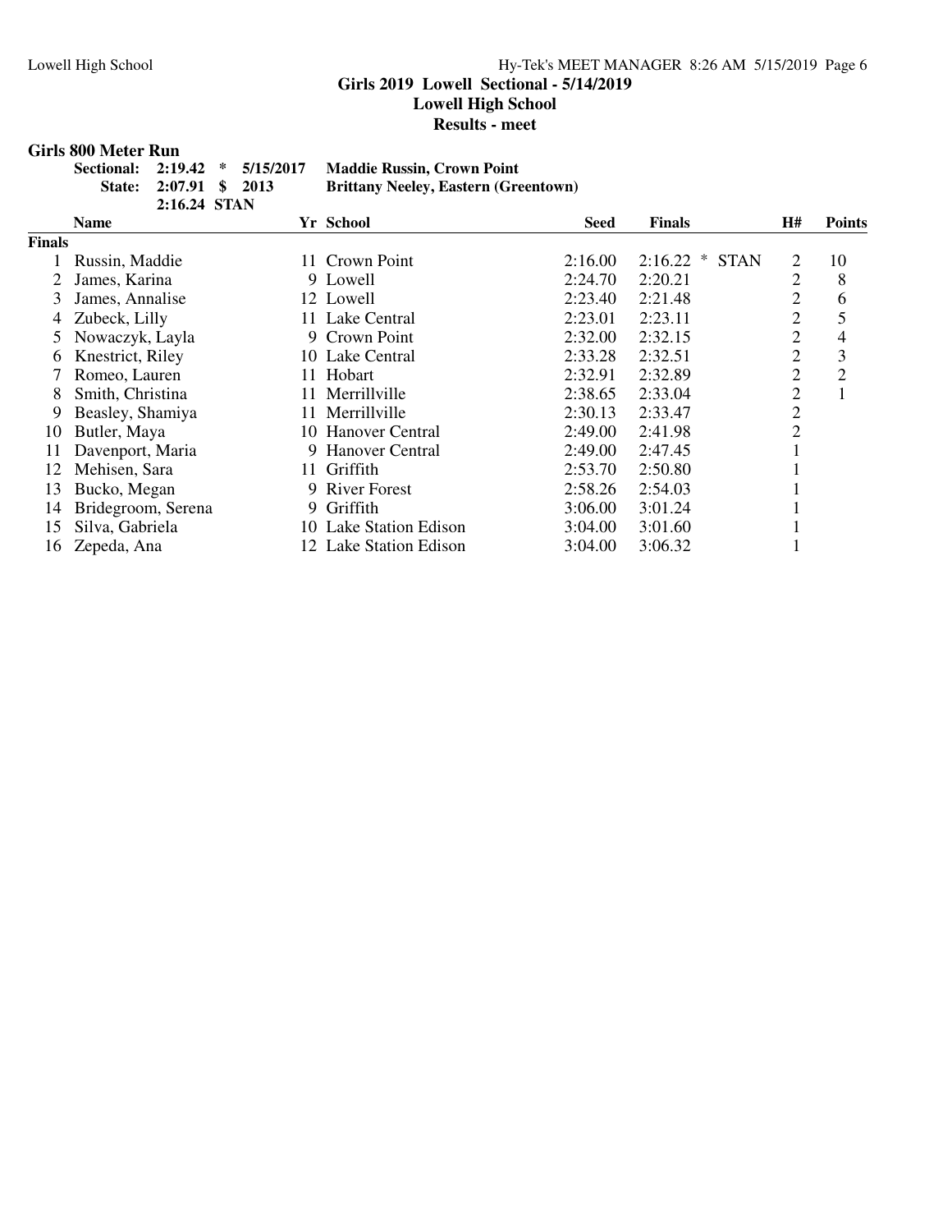## Girls 2019 Lowell Sectional - 5/14/2019

### Lowell High School

### Results - meet

**Girls 800 Meter Run**

| | | | | |
|---|---|---|---|---|
| **Sectional:** | **2:19.42** | ***** | **5/15/2017** | **Maddie Russin, Crown Point** |
| **State:** | **2:07.91** | **$** | **2013** | **Brittany Neeley, Eastern (Greentown)** |
| | **2:16.24** | **STAN** | | |

| | Name | Yr | School | Seed | Finals | H# | Points |
|---|---|---|---|---|---|---|---|
| **Finals** | | | | | | | |
| 1 | Russin, Maddie | 11 | Crown Point | 2:16.00 | 2:16.22 * STAN | 2 | 10 |
| 2 | James, Karina | 9 | Lowell | 2:24.70 | 2:20.21 | 2 | 8 |
| 3 | James, Annalise | 12 | Lowell | 2:23.40 | 2:21.48 | 2 | 6 |
| 4 | Zubeck, Lilly | 11 | Lake Central | 2:23.01 | 2:23.11 | 2 | 5 |
| 5 | Nowaczyk, Layla | 9 | Crown Point | 2:32.00 | 2:32.15 | 2 | 4 |
| 6 | Knestrict, Riley | 10 | Lake Central | 2:33.28 | 2:32.51 | 2 | 3 |
| 7 | Romeo, Lauren | 11 | Hobart | 2:32.91 | 2:32.89 | 2 | 2 |
| 8 | Smith, Christina | 11 | Merrillville | 2:38.65 | 2:33.04 | 2 | 1 |
| 9 | Beasley, Shamiya | 11 | Merrillville | 2:30.13 | 2:33.47 | 2 | |
| 10 | Butler, Maya | 10 | Hanover Central | 2:49.00 | 2:41.98 | 2 | |
| 11 | Davenport, Maria | 9 | Hanover Central | 2:49.00 | 2:47.45 | 1 | |
| 12 | Mehisen, Sara | 11 | Griffith | 2:53.70 | 2:50.80 | 1 | |
| 13 | Bucko, Megan | 9 | River Forest | 2:58.26 | 2:54.03 | 1 | |
| 14 | Bridegroom, Serena | 9 | Griffith | 3:06.00 | 3:01.24 | 1 | |
| 15 | Silva, Gabriela | 10 | Lake Station Edison | 3:04.00 | 3:01.60 | 1 | |
| 16 | Zepeda, Ana | 12 | Lake Station Edison | 3:04.00 | 3:06.32 | 1 | |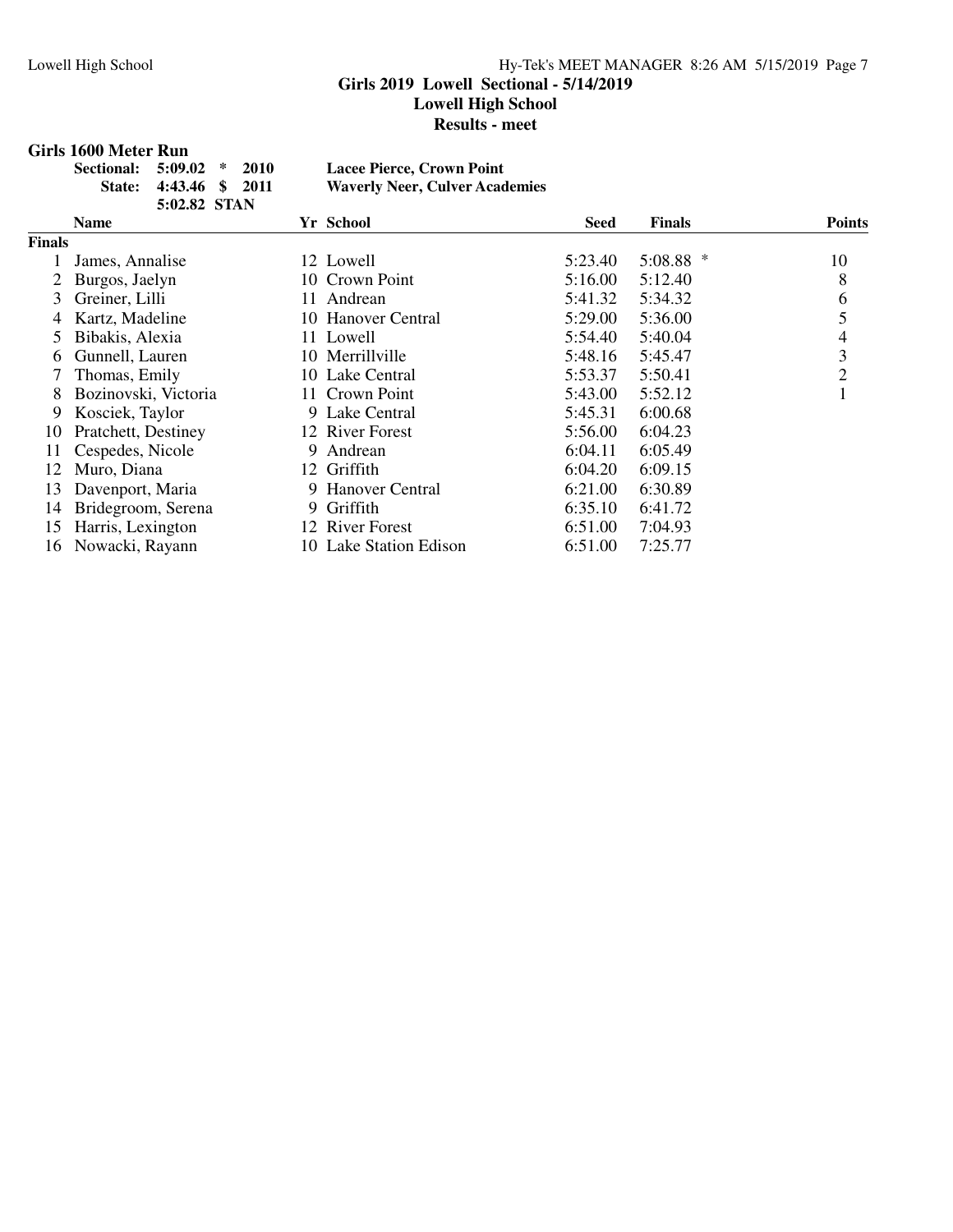# Girls 2019 Lowell Sectional - 5/14/2019

**Lowell High School**

**Results - meet**

## Girls 1600 Meter Run

| | | | |
|---|---|---|---|
| **Sectional:** | **5:09.02 \*** | **2010** | **Lacee Pierce, Crown Point** |
| **State:** | **4:43.46 $** | **2011** | **Waverly Neer, Culver Academies** |
| | **5:02.82 STAN** | | |

| | Name | Yr | School | Seed | Finals | Points |
|---|---|---|---|---|---|---|
| **Finals** | | | | | | |
| 1 | James, Annalise | 12 | Lowell | 5:23.40 | 5:08.88 * | 10 |
| 2 | Burgos, Jaelyn | 10 | Crown Point | 5:16.00 | 5:12.40 | 8 |
| 3 | Greiner, Lilli | 11 | Andrean | 5:41.32 | 5:34.32 | 6 |
| 4 | Kartz, Madeline | 10 | Hanover Central | 5:29.00 | 5:36.00 | 5 |
| 5 | Bibakis, Alexia | 11 | Lowell | 5:54.40 | 5:40.04 | 4 |
| 6 | Gunnell, Lauren | 10 | Merrillville | 5:48.16 | 5:45.47 | 3 |
| 7 | Thomas, Emily | 10 | Lake Central | 5:53.37 | 5:50.41 | 2 |
| 8 | Bozinovski, Victoria | 11 | Crown Point | 5:43.00 | 5:52.12 | 1 |
| 9 | Kosciek, Taylor | 9 | Lake Central | 5:45.31 | 6:00.68 | |
| 10 | Pratchett, Destiney | 12 | River Forest | 5:56.00 | 6:04.23 | |
| 11 | Cespedes, Nicole | 9 | Andrean | 6:04.11 | 6:05.49 | |
| 12 | Muro, Diana | 12 | Griffith | 6:04.20 | 6:09.15 | |
| 13 | Davenport, Maria | 9 | Hanover Central | 6:21.00 | 6:30.89 | |
| 14 | Bridegroom, Serena | 9 | Griffith | 6:35.10 | 6:41.72 | |
| 15 | Harris, Lexington | 12 | River Forest | 6:51.00 | 7:04.93 | |
| 16 | Nowacki, Rayann | 10 | Lake Station Edison | 6:51.00 | 7:25.77 | |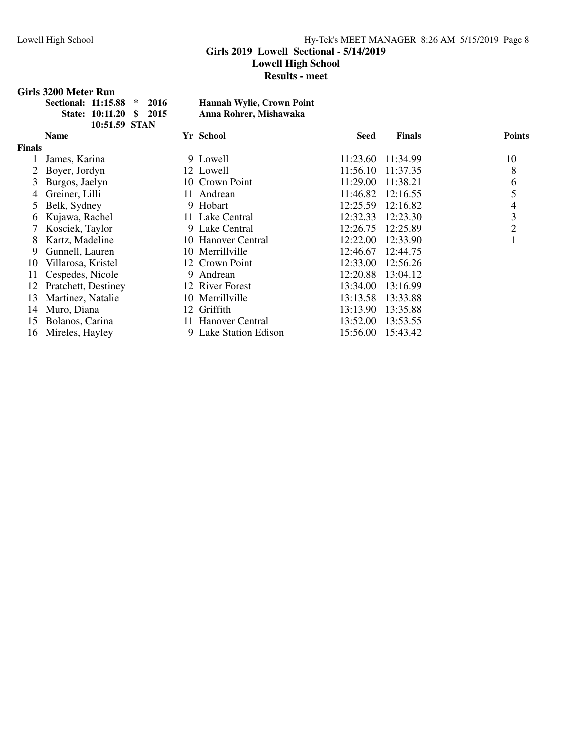**Girls 2019 Lowell Sectional - 5/14/2019**
**Lowell High School**
**Results - meet**

### Girls 3200 Meter Run

| | | | |
|---|---|---|---|
| Sectional: | 11:15.88 * | 2016 | Hannah Wylie, Crown Point |
| State: | 10:11.20 $ | 2015 | Anna Rohrer, Mishawaka |
| | 10:51.59 STAN | | |

| | Name | Yr | School | Seed | Finals | Points |
|---|---|---|---|---|---|---|
| **Finals** | | | | | | |
| 1 | James, Karina | 9 | Lowell | 11:23.60 | 11:34.99 | 10 |
| 2 | Boyer, Jordyn | 12 | Lowell | 11:56.10 | 11:37.35 | 8 |
| 3 | Burgos, Jaelyn | 10 | Crown Point | 11:29.00 | 11:38.21 | 6 |
| 4 | Greiner, Lilli | 11 | Andrean | 11:46.82 | 12:16.55 | 5 |
| 5 | Belk, Sydney | 9 | Hobart | 12:25.59 | 12:16.82 | 4 |
| 6 | Kujawa, Rachel | 11 | Lake Central | 12:32.33 | 12:23.30 | 3 |
| 7 | Kosciek, Taylor | 9 | Lake Central | 12:26.75 | 12:25.89 | 2 |
| 8 | Kartz, Madeline | 10 | Hanover Central | 12:22.00 | 12:33.90 | 1 |
| 9 | Gunnell, Lauren | 10 | Merrillville | 12:46.67 | 12:44.75 | |
| 10 | Villarosa, Kristel | 12 | Crown Point | 12:33.00 | 12:56.26 | |
| 11 | Cespedes, Nicole | 9 | Andrean | 12:20.88 | 13:04.12 | |
| 12 | Pratchett, Destiney | 12 | River Forest | 13:34.00 | 13:16.99 | |
| 13 | Martinez, Natalie | 10 | Merrillville | 13:13.58 | 13:33.88 | |
| 14 | Muro, Diana | 12 | Griffith | 13:13.90 | 13:35.88 | |
| 15 | Bolanos, Carina | 11 | Hanover Central | 13:52.00 | 13:53.55 | |
| 16 | Mireles, Hayley | 9 | Lake Station Edison | 15:56.00 | 15:43.42 | |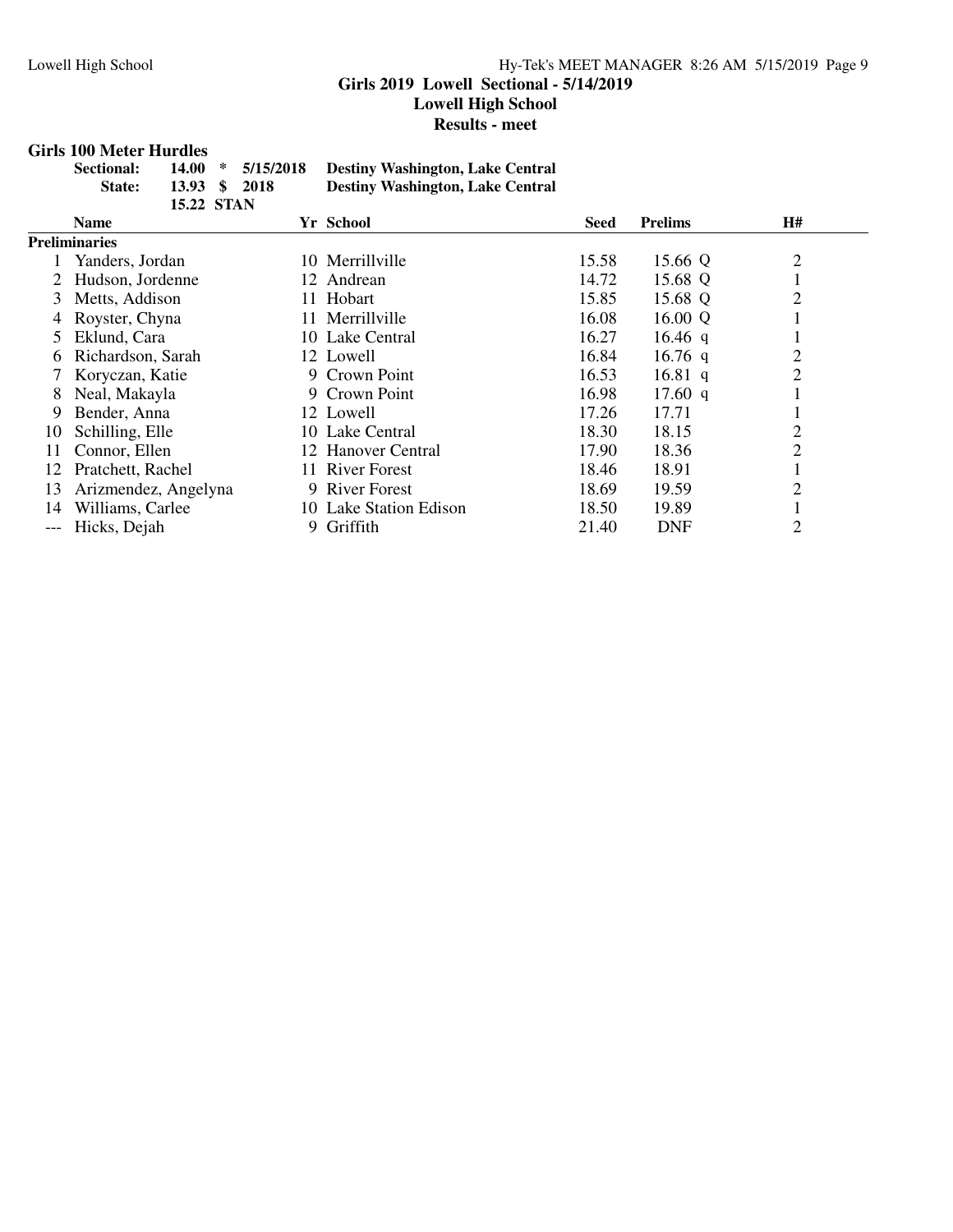**Girls 2019 Lowell Sectional - 5/14/2019**
**Lowell High School**
**Results - meet**

### Girls 100 Meter Hurdles

| | | | | |
|---|---|---|---|---|
| **Sectional:** | **14.00** | * | **5/15/2018** | **Destiny Washington, Lake Central** |
| **State:** | **13.93** | $ | **2018** | **Destiny Washington, Lake Central** |
| | **15.22** | **STAN** | | |

| | Name | Yr | School | Seed | Prelims | | H# |
|---|---|---|---|---|---|---|---|
| **Preliminaries** | | | | | | | |
| 1 | Yanders, Jordan | 10 | Merrillville | 15.58 | 15.66 | Q | 2 |
| 2 | Hudson, Jordenne | 12 | Andrean | 14.72 | 15.68 | Q | 1 |
| 3 | Metts, Addison | 11 | Hobart | 15.85 | 15.68 | Q | 2 |
| 4 | Royster, Chyna | 11 | Merrillville | 16.08 | 16.00 | Q | 1 |
| 5 | Eklund, Cara | 10 | Lake Central | 16.27 | 16.46 | q | 1 |
| 6 | Richardson, Sarah | 12 | Lowell | 16.84 | 16.76 | q | 2 |
| 7 | Koryczan, Katie | 9 | Crown Point | 16.53 | 16.81 | q | 2 |
| 8 | Neal, Makayla | 9 | Crown Point | 16.98 | 17.60 | q | 1 |
| 9 | Bender, Anna | 12 | Lowell | 17.26 | 17.71 | | 1 |
| 10 | Schilling, Elle | 10 | Lake Central | 18.30 | 18.15 | | 2 |
| 11 | Connor, Ellen | 12 | Hanover Central | 17.90 | 18.36 | | 2 |
| 12 | Pratchett, Rachel | 11 | River Forest | 18.46 | 18.91 | | 1 |
| 13 | Arizmendez, Angelyna | 9 | River Forest | 18.69 | 19.59 | | 2 |
| 14 | Williams, Carlee | 10 | Lake Station Edison | 18.50 | 19.89 | | 1 |
| --- | Hicks, Dejah | 9 | Griffith | 21.40 | DNF | | 2 |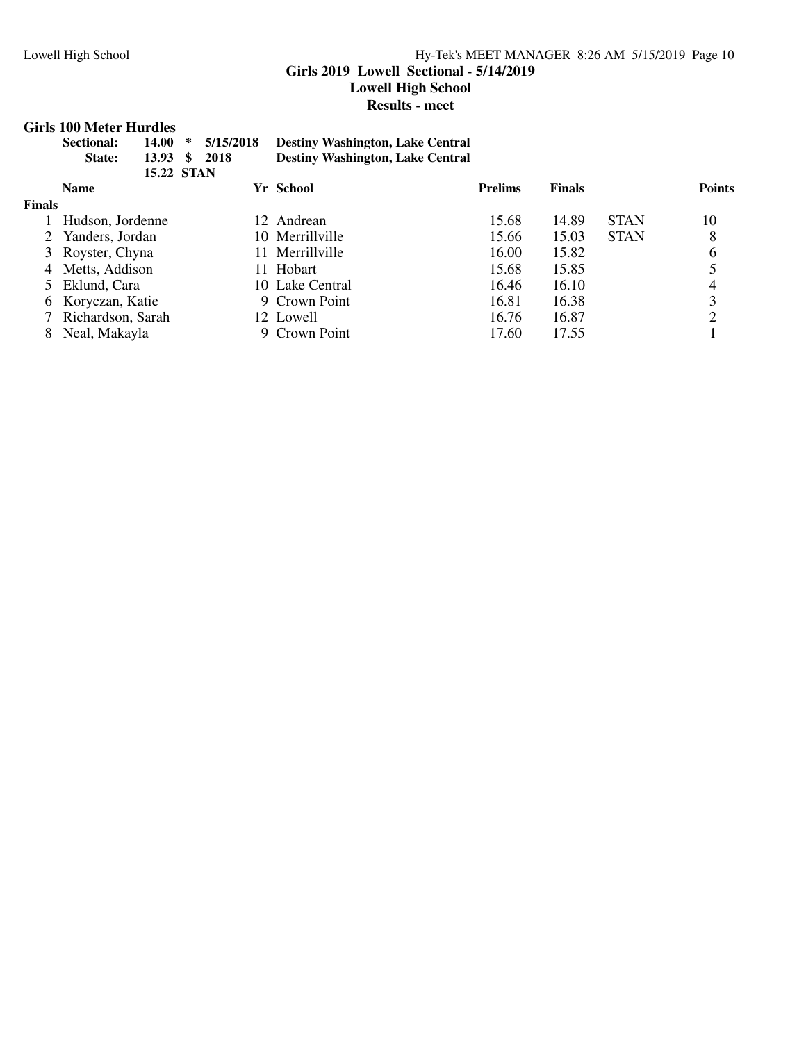## Girls 2019 Lowell Sectional - 5/14/2019

### Lowell High School

### Results - meet

**Girls 100 Meter Hurdles**

| | | | | |
|---|---|---|---|---|
| **Sectional:** | **14.00** | * | **5/15/2018** | **Destiny Washington, Lake Central** |
| **State:** | **13.93** | $ | **2018** | **Destiny Washington, Lake Central** |
| | **15.22** | **STAN** | | |

| | Name | Yr | School | Prelims | Finals | | Points |
|---|---|---|---|---|---|---|---|
| **Finals** | | | | | | | |
| 1 | Hudson, Jordenne | 12 | Andrean | 15.68 | 14.89 | STAN | 10 |
| 2 | Yanders, Jordan | 10 | Merrillville | 15.66 | 15.03 | STAN | 8 |
| 3 | Royster, Chyna | 11 | Merrillville | 16.00 | 15.82 | | 6 |
| 4 | Metts, Addison | 11 | Hobart | 15.68 | 15.85 | | 5 |
| 5 | Eklund, Cara | 10 | Lake Central | 16.46 | 16.10 | | 4 |
| 6 | Koryczan, Katie | 9 | Crown Point | 16.81 | 16.38 | | 3 |
| 7 | Richardson, Sarah | 12 | Lowell | 16.76 | 16.87 | | 2 |
| 8 | Neal, Makayla | 9 | Crown Point | 17.60 | 17.55 | | 1 |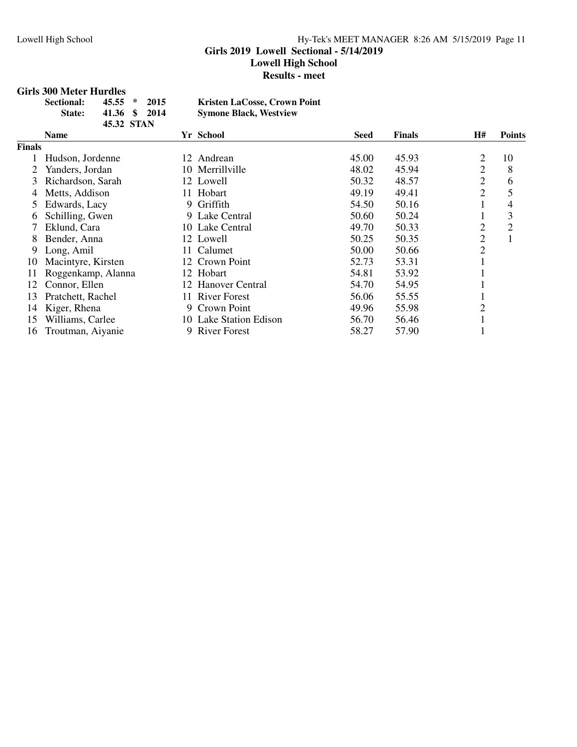# Girls 2019 Lowell Sectional - 5/14/2019

## Lowell High School

## Results - meet

### Girls 300 Meter Hurdles

| | | | | |
|---|---|---|---|---|
| **Sectional:** | **45.55** | **\*** | **2015** | **Kristen LaCosse, Crown Point** |
| **State:** | **41.36** | **$** | **2014** | **Symone Black, Westview** |
| | **45.32** | **STAN** | | |

| | Name | Yr | School | Seed | Finals | H# | Points |
|---|---|---|---|---|---|---|---|
| **Finals** | | | | | | | |
| 1 | Hudson, Jordenne | 12 | Andrean | 45.00 | 45.93 | 2 | 10 |
| 2 | Yanders, Jordan | 10 | Merrillville | 48.02 | 45.94 | 2 | 8 |
| 3 | Richardson, Sarah | 12 | Lowell | 50.32 | 48.57 | 2 | 6 |
| 4 | Metts, Addison | 11 | Hobart | 49.19 | 49.41 | 2 | 5 |
| 5 | Edwards, Lacy | 9 | Griffith | 54.50 | 50.16 | 1 | 4 |
| 6 | Schilling, Gwen | 9 | Lake Central | 50.60 | 50.24 | 1 | 3 |
| 7 | Eklund, Cara | 10 | Lake Central | 49.70 | 50.33 | 2 | 2 |
| 8 | Bender, Anna | 12 | Lowell | 50.25 | 50.35 | 2 | 1 |
| 9 | Long, Amil | 11 | Calumet | 50.00 | 50.66 | 2 | |
| 10 | Macintyre, Kirsten | 12 | Crown Point | 52.73 | 53.31 | 1 | |
| 11 | Roggenkamp, Alanna | 12 | Hobart | 54.81 | 53.92 | 1 | |
| 12 | Connor, Ellen | 12 | Hanover Central | 54.70 | 54.95 | 1 | |
| 13 | Pratchett, Rachel | 11 | River Forest | 56.06 | 55.55 | 1 | |
| 14 | Kiger, Rhena | 9 | Crown Point | 49.96 | 55.98 | 2 | |
| 15 | Williams, Carlee | 10 | Lake Station Edison | 56.70 | 56.46 | 1 | |
| 16 | Troutman, Aiyanie | 9 | River Forest | 58.27 | 57.90 | 1 | |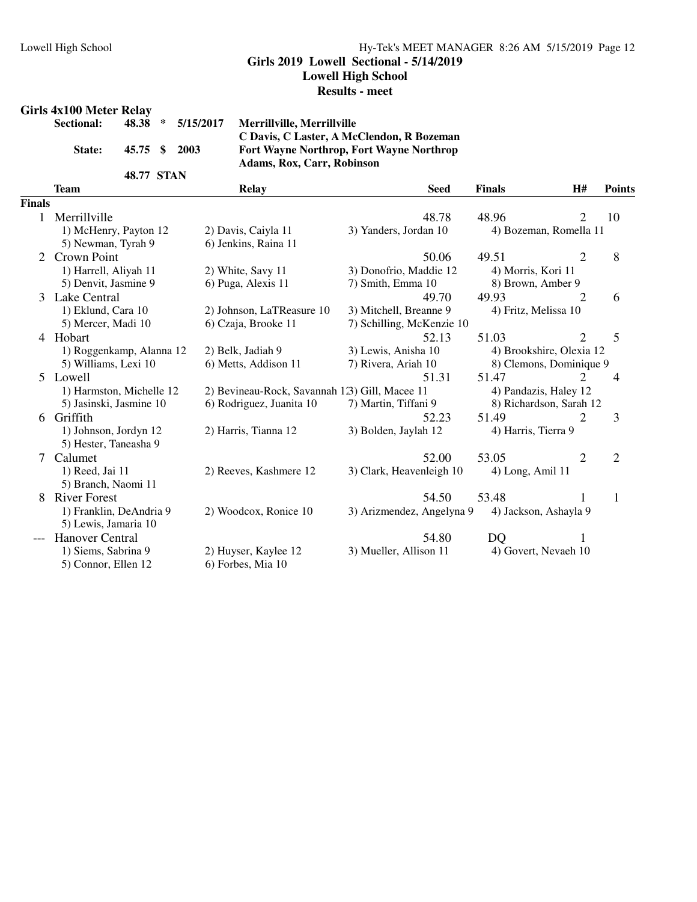## Girls 2019 Lowell Sectional - 5/14/2019
### Lowell High School
### Results - meet

**Girls 4x100 Meter Relay**

| | | | | |
|---|---|---|---|---|
| **Sectional:** | **48.38** | * | **5/15/2017** | **Merrillville, Merrillville** |
| | | | | **C Davis, C Laster, A McClendon, R Bozeman** |
| **State:** | **45.75** | $ | **2003** | **Fort Wayne Northrop, Fort Wayne Northrop** |
| | | | | **Adams, Rox, Carr, Robinson** |
| | **48.77** | **STAN** | | |

| | Team | Relay | Seed | Finals | H# | Points |
|---|---|---|---|---|---|---|
| **Finals** | | | | | | |
| 1 | Merrillville | | 48.78 | 48.96 | 2 | 10 |
| | 1) McHenry, Payton 12 | 2) Davis, Caiyla 11 | 3) Yanders, Jordan 10 | 4) Bozeman, Romella 11 | | |
| | 5) Newman, Tyrah 9 | 6) Jenkins, Raina 11 | | | | |
| 2 | Crown Point | | 50.06 | 49.51 | 2 | 8 |
| | 1) Harrell, Aliyah 11 | 2) White, Savy 11 | 3) Donofrio, Maddie 12 | 4) Morris, Kori 11 | | |
| | 5) Denvit, Jasmine 9 | 6) Puga, Alexis 11 | 7) Smith, Emma 10 | 8) Brown, Amber 9 | | |
| 3 | Lake Central | | 49.70 | 49.93 | 2 | 6 |
| | 1) Eklund, Cara 10 | 2) Johnson, LaTReasure 10 | 3) Mitchell, Breanne 9 | 4) Fritz, Melissa 10 | | |
| | 5) Mercer, Madi 10 | 6) Czaja, Brooke 11 | 7) Schilling, McKenzie 10 | | | |
| 4 | Hobart | | 52.13 | 51.03 | 2 | 5 |
| | 1) Roggenkamp, Alanna 12 | 2) Belk, Jadiah 9 | 3) Lewis, Anisha 10 | 4) Brookshire, Olexia 12 | | |
| | 5) Williams, Lexi 10 | 6) Metts, Addison 11 | 7) Rivera, Ariah 10 | 8) Clemons, Dominique 9 | | |
| 5 | Lowell | | 51.31 | 51.47 | 2 | 4 |
| | 1) Harmston, Michelle 12 | 2) Bevineau-Rock, Savannah 12 | 3) Gill, Macee 11 | 4) Pandazis, Haley 12 | | |
| | 5) Jasinski, Jasmine 10 | 6) Rodriguez, Juanita 10 | 7) Martin, Tiffani 9 | 8) Richardson, Sarah 12 | | |
| 6 | Griffith | | 52.23 | 51.49 | 2 | 3 |
| | 1) Johnson, Jordyn 12 | 2) Harris, Tianna 12 | 3) Bolden, Jaylah 12 | 4) Harris, Tierra 9 | | |
| | 5) Hester, Taneasha 9 | | | | | |
| 7 | Calumet | | 52.00 | 53.05 | 2 | 2 |
| | 1) Reed, Jai 11 | 2) Reeves, Kashmere 12 | 3) Clark, Heavenleigh 10 | 4) Long, Amil 11 | | |
| | 5) Branch, Naomi 11 | | | | | |
| 8 | River Forest | | 54.50 | 53.48 | 1 | 1 |
| | 1) Franklin, DeAndria 9 | 2) Woodcox, Ronice 10 | 3) Arizmendez, Angelyna 9 | 4) Jackson, Ashayla 9 | | |
| | 5) Lewis, Jamaria 10 | | | | | |
| --- | Hanover Central | | 54.80 | DQ | 1 | |
| | 1) Siems, Sabrina 9 | 2) Huyser, Kaylee 12 | 3) Mueller, Allison 11 | 4) Govert, Nevaeh 10 | | |
| | 5) Connor, Ellen 12 | 6) Forbes, Mia 10 | | | | |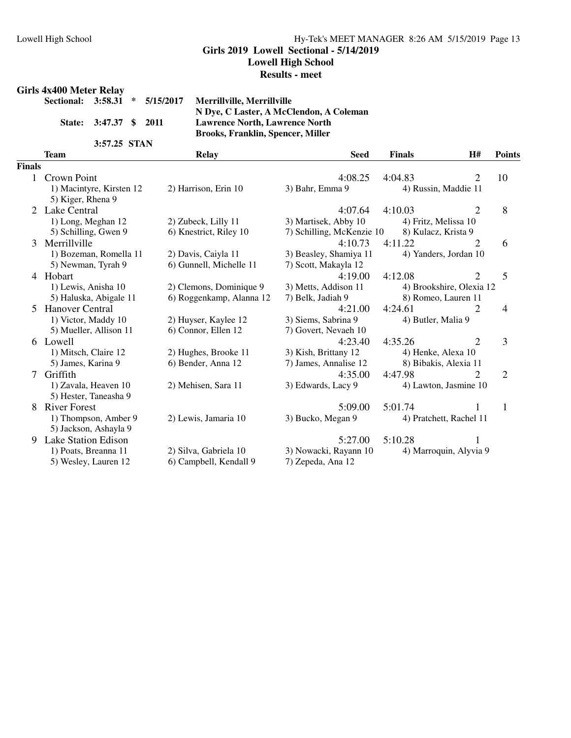## Girls 2019 Lowell Sectional - 5/14/2019
### Lowell High School
### Results - meet

**Girls 4x400 Meter Relay**

| | | | | |
|---|---|---|---|---|
| **Sectional:** | **3:58.31** | ***** | **5/15/2017** | **Merrillville, Merrillville** |
| | | | | **N Dye, C Laster, A McClendon, A Coleman** |
| **State:** | **3:47.37** | **$** | **2011** | **Lawrence North, Lawrence North** |
| | | | | **Brooks, Franklin, Spencer, Miller** |
| | **3:57.25** | **STAN** | | |

| | **Team** | **Relay** | **Seed** | **Finals** | **H#** | **Points** |
|---|---|---|---|---|---|---|
| **Finals** | | | | | | |
| 1 | Crown Point | | 4:08.25 | 4:04.83 | 2 | 10 |
| | 1) Macintyre, Kirsten 12 | 2) Harrison, Erin 10 | 3) Bahr, Emma 9 | 4) Russin, Maddie 11 | | |
| | 5) Kiger, Rhena 9 | | | | | |
| 2 | Lake Central | | 4:07.64 | 4:10.03 | 2 | 8 |
| | 1) Long, Meghan 12 | 2) Zubeck, Lilly 11 | 3) Martisek, Abby 10 | 4) Fritz, Melissa 10 | | |
| | 5) Schilling, Gwen 9 | 6) Knestrict, Riley 10 | 7) Schilling, McKenzie 10 | 8) Kulacz, Krista 9 | | |
| 3 | Merrillville | | 4:10.73 | 4:11.22 | 2 | 6 |
| | 1) Bozeman, Romella 11 | 2) Davis, Caiyla 11 | 3) Beasley, Shamiya 11 | 4) Yanders, Jordan 10 | | |
| | 5) Newman, Tyrah 9 | 6) Gunnell, Michelle 11 | 7) Scott, Makayla 12 | | | |
| 4 | Hobart | | 4:19.00 | 4:12.08 | 2 | 5 |
| | 1) Lewis, Anisha 10 | 2) Clemons, Dominique 9 | 3) Metts, Addison 11 | 4) Brookshire, Olexia 12 | | |
| | 5) Haluska, Abigale 11 | 6) Roggenkamp, Alanna 12 | 7) Belk, Jadiah 9 | 8) Romeo, Lauren 11 | | |
| 5 | Hanover Central | | 4:21.00 | 4:24.61 | 2 | 4 |
| | 1) Victor, Maddy 10 | 2) Huyser, Kaylee 12 | 3) Siems, Sabrina 9 | 4) Butler, Malia 9 | | |
| | 5) Mueller, Allison 11 | 6) Connor, Ellen 12 | 7) Govert, Nevaeh 10 | | | |
| 6 | Lowell | | 4:23.40 | 4:35.26 | 2 | 3 |
| | 1) Mitsch, Claire 12 | 2) Hughes, Brooke 11 | 3) Kish, Brittany 12 | 4) Henke, Alexa 10 | | |
| | 5) James, Karina 9 | 6) Bender, Anna 12 | 7) James, Annalise 12 | 8) Bibakis, Alexia 11 | | |
| 7 | Griffith | | 4:35.00 | 4:47.98 | 2 | 2 |
| | 1) Zavala, Heaven 10 | 2) Mehisen, Sara 11 | 3) Edwards, Lacy 9 | 4) Lawton, Jasmine 10 | | |
| | 5) Hester, Taneasha 9 | | | | | |
| 8 | River Forest | | 5:09.00 | 5:01.74 | 1 | 1 |
| | 1) Thompson, Amber 9 | 2) Lewis, Jamaria 10 | 3) Bucko, Megan 9 | 4) Pratchett, Rachel 11 | | |
| | 5) Jackson, Ashayla 9 | | | | | |
| 9 | Lake Station Edison | | 5:27.00 | 5:10.28 | 1 | |
| | 1) Poats, Breanna 11 | 2) Silva, Gabriela 10 | 3) Nowacki, Rayann 10 | 4) Marroquin, Alyvia 9 | | |
| | 5) Wesley, Lauren 12 | 6) Campbell, Kendall 9 | 7) Zepeda, Ana 12 | | | |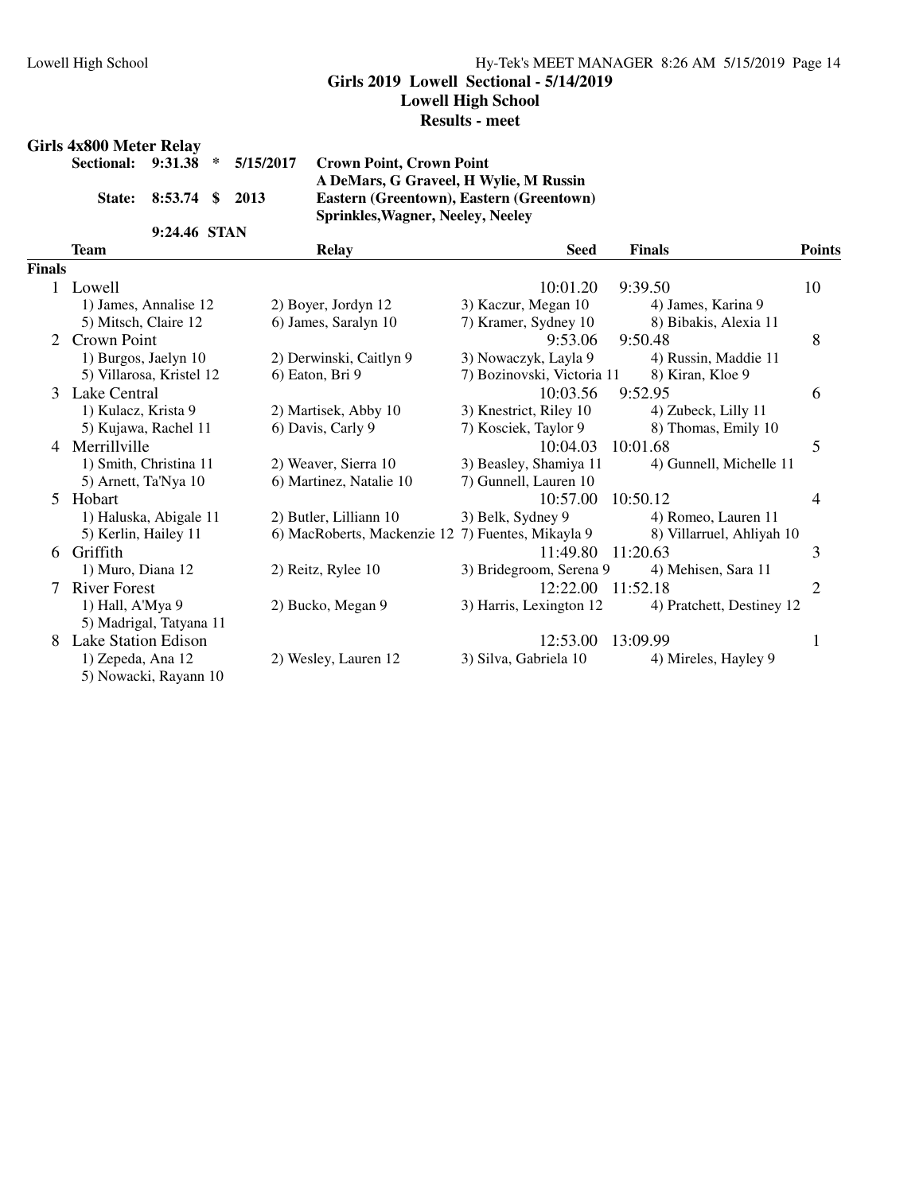## Girls 2019 Lowell Sectional - 5/14/2019

### Lowell High School

### Results - meet

### Girls 4x800 Meter Relay

| | | | | |
|---|---|---|---|---|
| Sectional: | 9:31.38 | * | 5/15/2017 | **Crown Point, Crown Point** |
| | | | | **A DeMars, G Graveel, H Wylie, M Russin** |
| State: | 8:53.74 | $ | 2013 | **Eastern (Greentown), Eastern (Greentown)** |
| | | | | **Sprinkles,Wagner, Neeley, Neeley** |
| | 9:24.46 | STAN | | |

| | Team | Relay | Seed | Finals | Points |
|---|---|---|---|---|---|
| **Finals** | | | | | |
| 1 | Lowell | | 10:01.20 | 9:39.50 | 10 |
| | 1) James, Annalise 12 | 2) Boyer, Jordyn 12 | 3) Kaczur, Megan 10 | 4) James, Karina 9 | |
| | 5) Mitsch, Claire 12 | 6) James, Saralyn 10 | 7) Kramer, Sydney 10 | 8) Bibakis, Alexia 11 | |
| 2 | Crown Point | | 9:53.06 | 9:50.48 | 8 |
| | 1) Burgos, Jaelyn 10 | 2) Derwinski, Caitlyn 9 | 3) Nowaczyk, Layla 9 | 4) Russin, Maddie 11 | |
| | 5) Villarosa, Kristel 12 | 6) Eaton, Bri 9 | 7) Bozinovski, Victoria 11 | 8) Kiran, Kloe 9 | |
| 3 | Lake Central | | 10:03.56 | 9:52.95 | 6 |
| | 1) Kulacz, Krista 9 | 2) Martisek, Abby 10 | 3) Knestrict, Riley 10 | 4) Zubeck, Lilly 11 | |
| | 5) Kujawa, Rachel 11 | 6) Davis, Carly 9 | 7) Kosciek, Taylor 9 | 8) Thomas, Emily 10 | |
| 4 | Merrillville | | 10:04.03 | 10:01.68 | 5 |
| | 1) Smith, Christina 11 | 2) Weaver, Sierra 10 | 3) Beasley, Shamiya 11 | 4) Gunnell, Michelle 11 | |
| | 5) Arnett, Ta'Nya 10 | 6) Martinez, Natalie 10 | 7) Gunnell, Lauren 10 | | |
| 5 | Hobart | | 10:57.00 | 10:50.12 | 4 |
| | 1) Haluska, Abigale 11 | 2) Butler, Lilliann 10 | 3) Belk, Sydney 9 | 4) Romeo, Lauren 11 | |
| | 5) Kerlin, Hailey 11 | 6) MacRoberts, Mackenzie 12 | 7) Fuentes, Mikayla 9 | 8) Villarruel, Ahliyah 10 | |
| 6 | Griffith | | 11:49.80 | 11:20.63 | 3 |
| | 1) Muro, Diana 12 | 2) Reitz, Rylee 10 | 3) Bridegroom, Serena 9 | 4) Mehisen, Sara 11 | |
| 7 | River Forest | | 12:22.00 | 11:52.18 | 2 |
| | 1) Hall, A'Mya 9 | 2) Bucko, Megan 9 | 3) Harris, Lexington 12 | 4) Pratchett, Destiney 12 | |
| | 5) Madrigal, Tatyana 11 | | | | |
| 8 | Lake Station Edison | | 12:53.00 | 13:09.99 | 1 |
| | 1) Zepeda, Ana 12 | 2) Wesley, Lauren 12 | 3) Silva, Gabriela 10 | 4) Mireles, Hayley 9 | |
| | 5) Nowacki, Rayann 10 | | | | |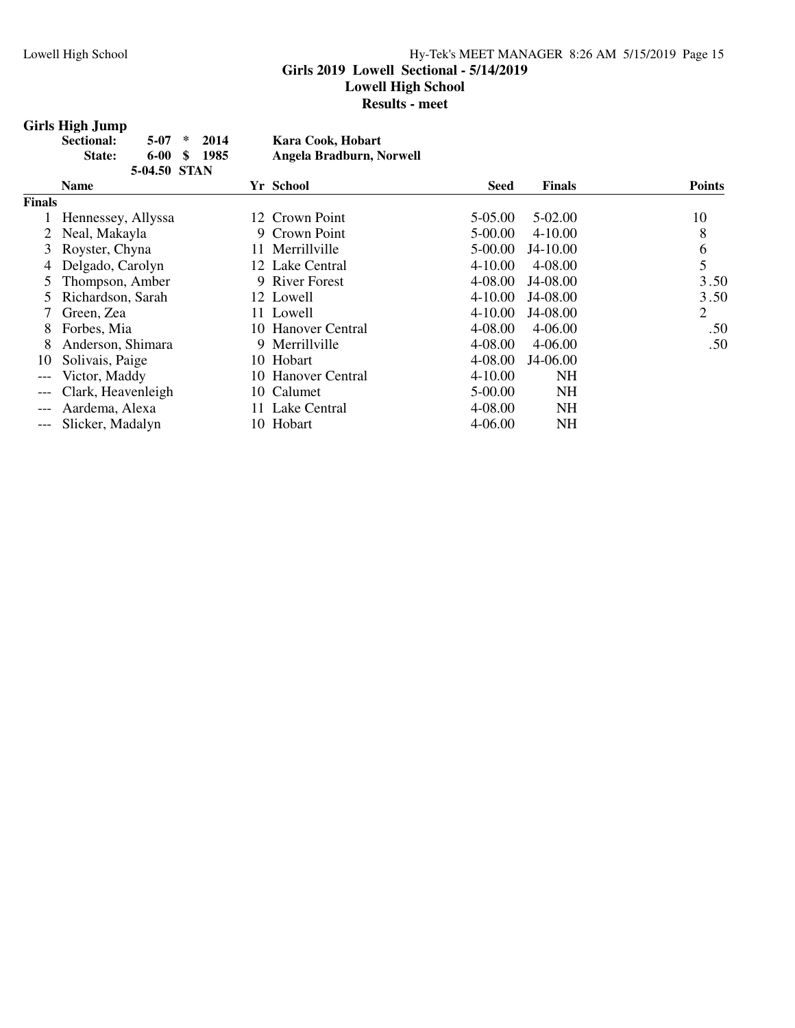**Girls 2019 Lowell Sectional - 5/14/2019**
**Lowell High School**
**Results - meet**

## Girls High Jump

| | | | | |
|---|---|---|---|---|
| **Sectional:** | **5-07** | * | **2014** | **Kara Cook, Hobart** |
| **State:** | **6-00** | $ | **1985** | **Angela Bradburn, Norwell** |
| | **5-04.50** | **STAN** | | |

| | Name | Yr | School | Seed | Finals | Points |
|---|---|---|---|---|---|---|
| **Finals** | | | | | | |
| 1 | Hennessey, Allyssa | 12 | Crown Point | 5-05.00 | 5-02.00 | 10 |
| 2 | Neal, Makayla | 9 | Crown Point | 5-00.00 | 4-10.00 | 8 |
| 3 | Royster, Chyna | 11 | Merrillville | 5-00.00 | J4-10.00 | 6 |
| 4 | Delgado, Carolyn | 12 | Lake Central | 4-10.00 | 4-08.00 | 5 |
| 5 | Thompson, Amber | 9 | River Forest | 4-08.00 | J4-08.00 | 3.50 |
| 5 | Richardson, Sarah | 12 | Lowell | 4-10.00 | J4-08.00 | 3.50 |
| 7 | Green, Zea | 11 | Lowell | 4-10.00 | J4-08.00 | 2 |
| 8 | Forbes, Mia | 10 | Hanover Central | 4-08.00 | 4-06.00 | .50 |
| 8 | Anderson, Shimara | 9 | Merrillville | 4-08.00 | 4-06.00 | .50 |
| 10 | Solivais, Paige | 10 | Hobart | 4-08.00 | J4-06.00 | |
| --- | Victor, Maddy | 10 | Hanover Central | 4-10.00 | NH | |
| --- | Clark, Heavenleigh | 10 | Calumet | 5-00.00 | NH | |
| --- | Aardema, Alexa | 11 | Lake Central | 4-08.00 | NH | |
| --- | Slicker, Madalyn | 10 | Hobart | 4-06.00 | NH | |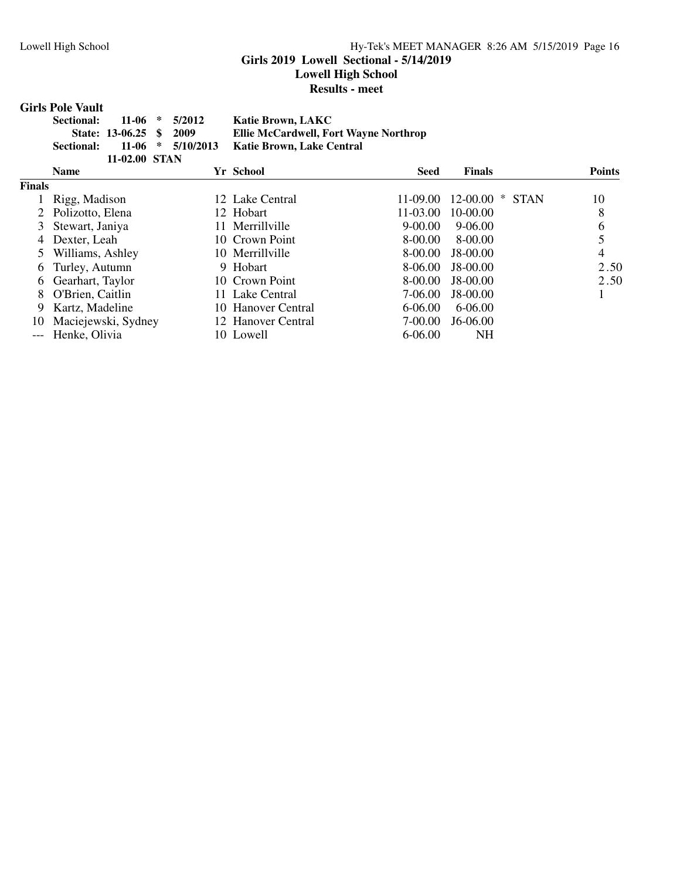**Girls 2019 Lowell Sectional - 5/14/2019**
**Lowell High School**
**Results - meet**

## Girls Pole Vault

| | | | | |
|---|---|---|---|---|
| **Sectional:** | **11-06** | * | **5/2012** | **Katie Brown, LAKC** |
| **State:** | **13-06.25** | $ | **2009** | **Ellie McCardwell, Fort Wayne Northrop** |
| **Sectional:** | **11-06** | * | **5/10/2013** | **Katie Brown, Lake Central** |
| | **11-02.00** | **STAN** | | |

| | Name | Yr | School | Seed | Finals | | Points |
|---|---|---|---|---|---|---|---|
| **Finals** | | | | | | | |
| 1 | Rigg, Madison | 12 | Lake Central | 11-09.00 | 12-00.00 | * STAN | 10 |
| 2 | Polizotto, Elena | 12 | Hobart | 11-03.00 | 10-00.00 | | 8 |
| 3 | Stewart, Janiya | 11 | Merrillville | 9-00.00 | 9-06.00 | | 6 |
| 4 | Dexter, Leah | 10 | Crown Point | 8-00.00 | 8-00.00 | | 5 |
| 5 | Williams, Ashley | 10 | Merrillville | 8-00.00 | J8-00.00 | | 4 |
| 6 | Turley, Autumn | 9 | Hobart | 8-06.00 | J8-00.00 | | 2.50 |
| 6 | Gearhart, Taylor | 10 | Crown Point | 8-00.00 | J8-00.00 | | 2.50 |
| 8 | O'Brien, Caitlin | 11 | Lake Central | 7-06.00 | J8-00.00 | | 1 |
| 9 | Kartz, Madeline | 10 | Hanover Central | 6-06.00 | 6-06.00 | | |
| 10 | Maciejewski, Sydney | 12 | Hanover Central | 7-00.00 | J6-06.00 | | |
| --- | Henke, Olivia | 10 | Lowell | 6-06.00 | NH | | |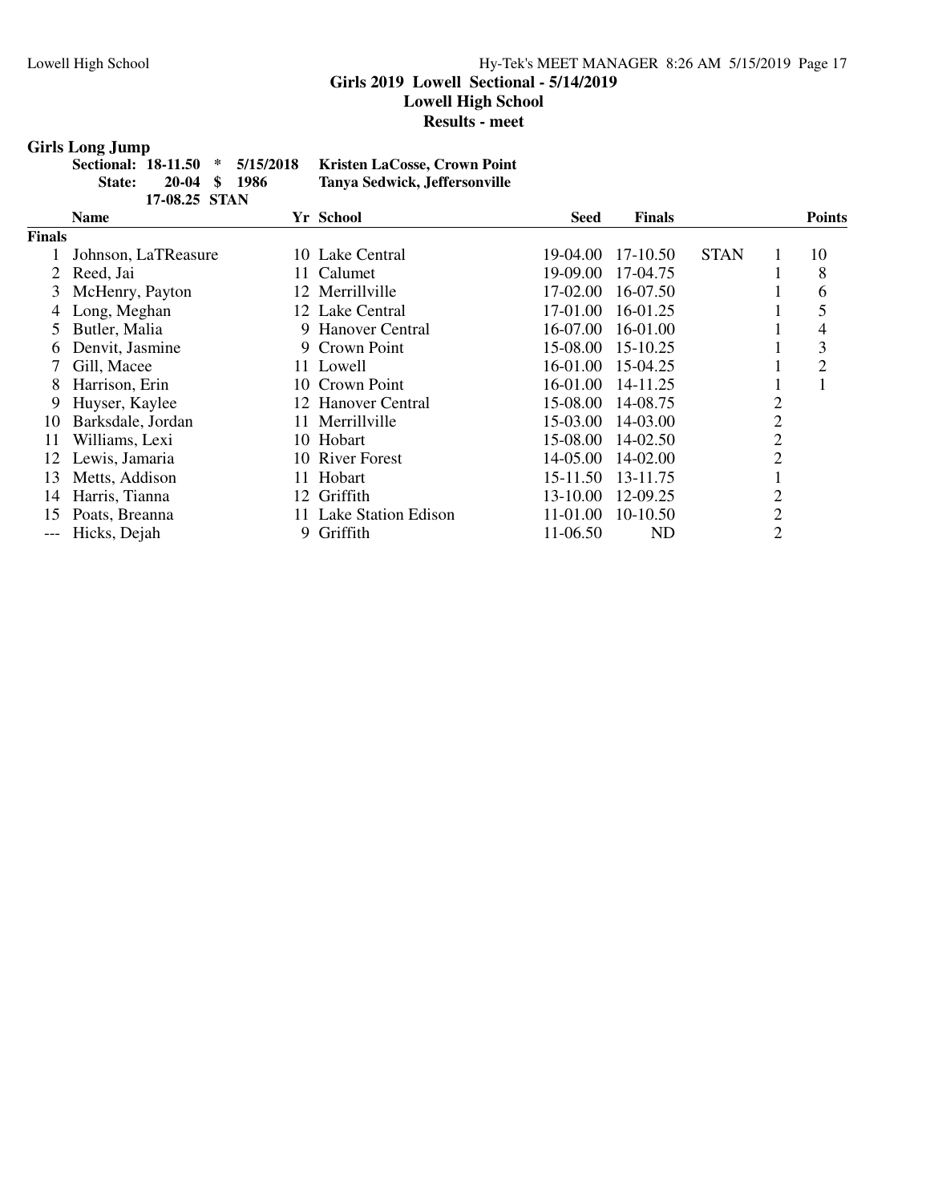**Girls 2019 Lowell Sectional - 5/14/2019**
**Lowell High School**
**Results - meet**

## Girls Long Jump

| | | | | |
|---|---|---|---|---|
| Sectional: | 18-11.50 | * | 5/15/2018 | Kristen LaCosse, Crown Point |
| State: | 20-04 | $ | 1986 | Tanya Sedwick, Jeffersonville |
| | 17-08.25 | STAN | | |

| | Name | Yr | School | Seed | Finals | | | Points |
|---|---|---|---|---|---|---|---|---|
| **Finals** | | | | | | | | |
| 1 | Johnson, LaTReasure | 10 | Lake Central | 19-04.00 | 17-10.50 | STAN | 1 | 10 |
| 2 | Reed, Jai | 11 | Calumet | 19-09.00 | 17-04.75 | | 1 | 8 |
| 3 | McHenry, Payton | 12 | Merrillville | 17-02.00 | 16-07.50 | | 1 | 6 |
| 4 | Long, Meghan | 12 | Lake Central | 17-01.00 | 16-01.25 | | 1 | 5 |
| 5 | Butler, Malia | 9 | Hanover Central | 16-07.00 | 16-01.00 | | 1 | 4 |
| 6 | Denvit, Jasmine | 9 | Crown Point | 15-08.00 | 15-10.25 | | 1 | 3 |
| 7 | Gill, Macee | 11 | Lowell | 16-01.00 | 15-04.25 | | 1 | 2 |
| 8 | Harrison, Erin | 10 | Crown Point | 16-01.00 | 14-11.25 | | 1 | 1 |
| 9 | Huyser, Kaylee | 12 | Hanover Central | 15-08.00 | 14-08.75 | | 2 | |
| 10 | Barksdale, Jordan | 11 | Merrillville | 15-03.00 | 14-03.00 | | 2 | |
| 11 | Williams, Lexi | 10 | Hobart | 15-08.00 | 14-02.50 | | 2 | |
| 12 | Lewis, Jamaria | 10 | River Forest | 14-05.00 | 14-02.00 | | 2 | |
| 13 | Metts, Addison | 11 | Hobart | 15-11.50 | 13-11.75 | | 1 | |
| 14 | Harris, Tianna | 12 | Griffith | 13-10.00 | 12-09.25 | | 2 | |
| 15 | Poats, Breanna | 11 | Lake Station Edison | 11-01.00 | 10-10.50 | | 2 | |
| --- | Hicks, Dejah | 9 | Griffith | 11-06.50 | ND | | 2 | |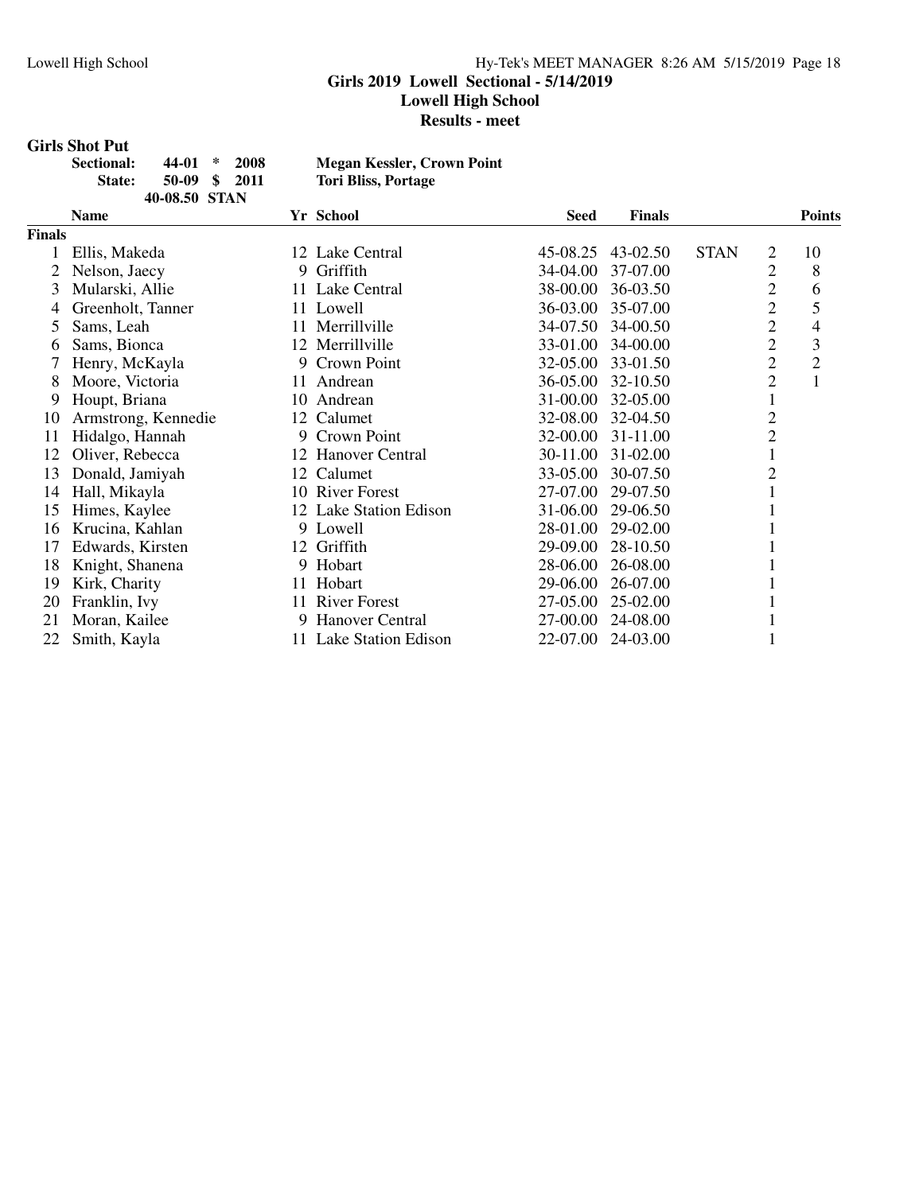Girls 2019 Lowell Sectional - 5/14/2019

Lowell High School

Results - meet

**Girls Shot Put**

| | | | | |
|---|---|---|---|---|
| **Sectional:** | **44-01** | ***** | **2008** | **Megan Kessler, Crown Point** |
| **State:** | **50-09** | **$** | **2011** | **Tori Bliss, Portage** |
| | **40-08.50** | **STAN** | | |

| | Name | Yr | School | Seed | Finals | | | Points |
|---|---|---|---|---|---|---|---|---|
| **Finals** | | | | | | | | |
| 1 | Ellis, Makeda | 12 | Lake Central | 45-08.25 | 43-02.50 | STAN | 2 | 10 |
| 2 | Nelson, Jaecy | 9 | Griffith | 34-04.00 | 37-07.00 | | 2 | 8 |
| 3 | Mularski, Allie | 11 | Lake Central | 38-00.00 | 36-03.50 | | 2 | 6 |
| 4 | Greenholt, Tanner | 11 | Lowell | 36-03.00 | 35-07.00 | | 2 | 5 |
| 5 | Sams, Leah | 11 | Merrillville | 34-07.50 | 34-00.50 | | 2 | 4 |
| 6 | Sams, Bionca | 12 | Merrillville | 33-01.00 | 34-00.00 | | 2 | 3 |
| 7 | Henry, McKayla | 9 | Crown Point | 32-05.00 | 33-01.50 | | 2 | 2 |
| 8 | Moore, Victoria | 11 | Andrean | 36-05.00 | 32-10.50 | | 2 | 1 |
| 9 | Houpt, Briana | 10 | Andrean | 31-00.00 | 32-05.00 | | 1 | |
| 10 | Armstrong, Kennedie | 12 | Calumet | 32-08.00 | 32-04.50 | | 2 | |
| 11 | Hidalgo, Hannah | 9 | Crown Point | 32-00.00 | 31-11.00 | | 2 | |
| 12 | Oliver, Rebecca | 12 | Hanover Central | 30-11.00 | 31-02.00 | | 1 | |
| 13 | Donald, Jamiyah | 12 | Calumet | 33-05.00 | 30-07.50 | | 2 | |
| 14 | Hall, Mikayla | 10 | River Forest | 27-07.00 | 29-07.50 | | 1 | |
| 15 | Himes, Kaylee | 12 | Lake Station Edison | 31-06.00 | 29-06.50 | | 1 | |
| 16 | Krucina, Kahlan | 9 | Lowell | 28-01.00 | 29-02.00 | | 1 | |
| 17 | Edwards, Kirsten | 12 | Griffith | 29-09.00 | 28-10.50 | | 1 | |
| 18 | Knight, Shanena | 9 | Hobart | 28-06.00 | 26-08.00 | | 1 | |
| 19 | Kirk, Charity | 11 | Hobart | 29-06.00 | 26-07.00 | | 1 | |
| 20 | Franklin, Ivy | 11 | River Forest | 27-05.00 | 25-02.00 | | 1 | |
| 21 | Moran, Kailee | 9 | Hanover Central | 27-00.00 | 24-08.00 | | 1 | |
| 22 | Smith, Kayla | 11 | Lake Station Edison | 22-07.00 | 24-03.00 | | 1 | |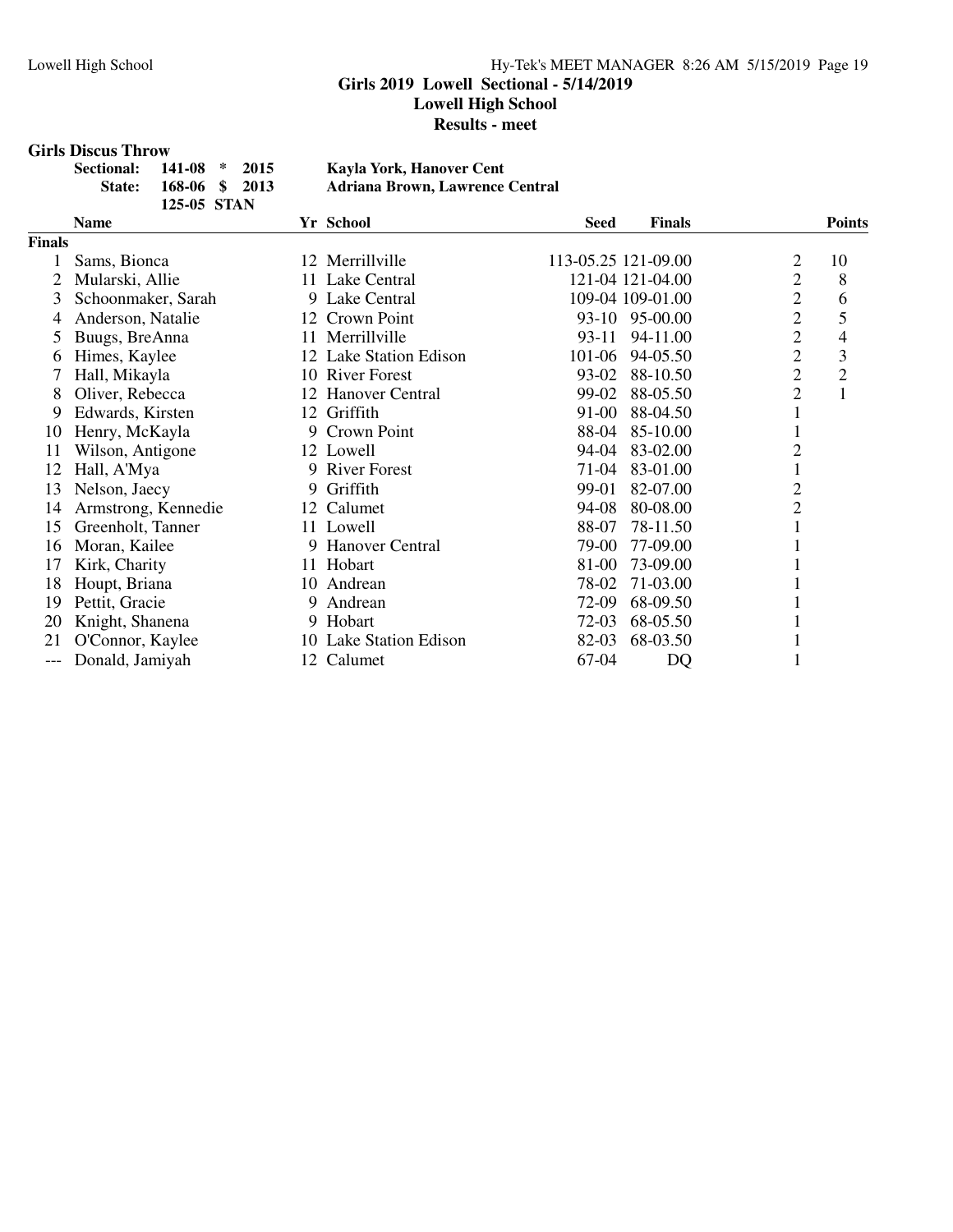## Girls 2019 Lowell Sectional - 5/14/2019

### Lowell High School

### Results - meet

**Girls Discus Throw**

| | | | | |
|---|---|---|---|---|
| **Sectional:** | **141-08** | **\*** | **2015** | **Kayla York, Hanover Cent** |
| **State:** | **168-06** | **$** | **2013** | **Adriana Brown, Lawrence Central** |
| | **125-05** | **STAN** | | |

| | Name | Yr | School | Seed | Finals | | Points |
|---|---|---|---|---|---|---|---|
| **Finals** | | | | | | | |
| 1 | Sams, Bionca | 12 | Merrillville | 113-05.25 | 121-09.00 | 2 | 10 |
| 2 | Mularski, Allie | 11 | Lake Central | 121-04 | 121-04.00 | 2 | 8 |
| 3 | Schoonmaker, Sarah | 9 | Lake Central | 109-04 | 109-01.00 | 2 | 6 |
| 4 | Anderson, Natalie | 12 | Crown Point | 93-10 | 95-00.00 | 2 | 5 |
| 5 | Buugs, BreAnna | 11 | Merrillville | 93-11 | 94-11.00 | 2 | 4 |
| 6 | Himes, Kaylee | 12 | Lake Station Edison | 101-06 | 94-05.50 | 2 | 3 |
| 7 | Hall, Mikayla | 10 | River Forest | 93-02 | 88-10.50 | 2 | 2 |
| 8 | Oliver, Rebecca | 12 | Hanover Central | 99-02 | 88-05.50 | 2 | 1 |
| 9 | Edwards, Kirsten | 12 | Griffith | 91-00 | 88-04.50 | 1 | |
| 10 | Henry, McKayla | 9 | Crown Point | 88-04 | 85-10.00 | 1 | |
| 11 | Wilson, Antigone | 12 | Lowell | 94-04 | 83-02.00 | 2 | |
| 12 | Hall, A'Mya | 9 | River Forest | 71-04 | 83-01.00 | 1 | |
| 13 | Nelson, Jaecy | 9 | Griffith | 99-01 | 82-07.00 | 2 | |
| 14 | Armstrong, Kennedie | 12 | Calumet | 94-08 | 80-08.00 | 2 | |
| 15 | Greenholt, Tanner | 11 | Lowell | 88-07 | 78-11.50 | 1 | |
| 16 | Moran, Kailee | 9 | Hanover Central | 79-00 | 77-09.00 | 1 | |
| 17 | Kirk, Charity | 11 | Hobart | 81-00 | 73-09.00 | 1 | |
| 18 | Houpt, Briana | 10 | Andrean | 78-02 | 71-03.00 | 1 | |
| 19 | Pettit, Gracie | 9 | Andrean | 72-09 | 68-09.50 | 1 | |
| 20 | Knight, Shanena | 9 | Hobart | 72-03 | 68-05.50 | 1 | |
| 21 | O'Connor, Kaylee | 10 | Lake Station Edison | 82-03 | 68-03.50 | 1 | |
| --- | Donald, Jamiyah | 12 | Calumet | 67-04 | DQ | 1 | |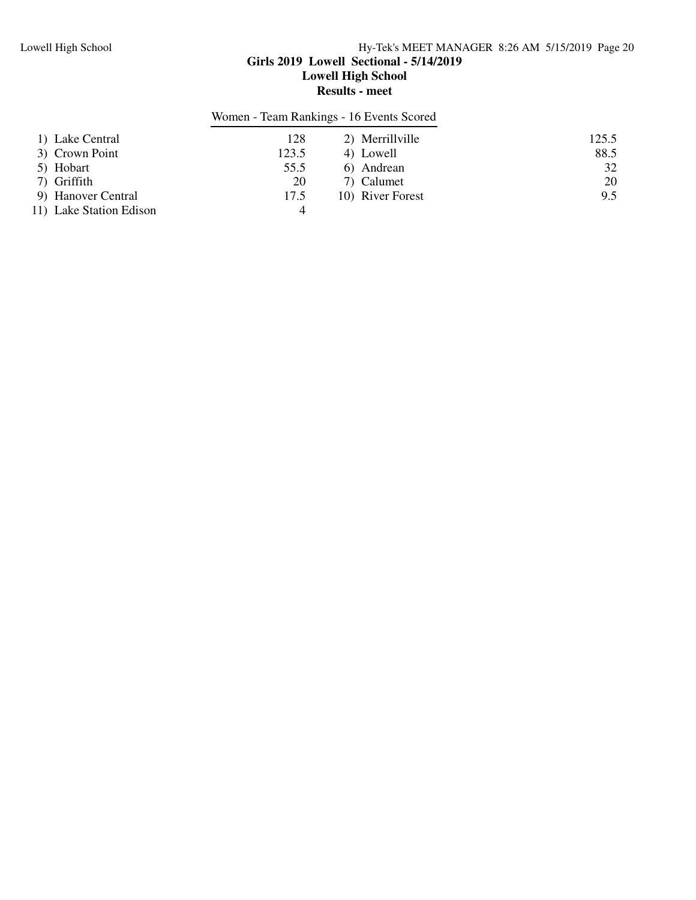**Girls 2019 Lowell Sectional - 5/14/2019**
**Lowell High School**
**Results - meet**

Women - Team Rankings - 16 Events Scored

| | | | |
|---|---|---|---|
| 1) Lake Central | 128 | 2) Merrillville | 125.5 |
| 3) Crown Point | 123.5 | 4) Lowell | 88.5 |
| 5) Hobart | 55.5 | 6) Andrean | 32 |
| 7) Griffith | 20 | 7) Calumet | 20 |
| 9) Hanover Central | 17.5 | 10) River Forest | 9.5 |
| 11) Lake Station Edison | 4 | | |